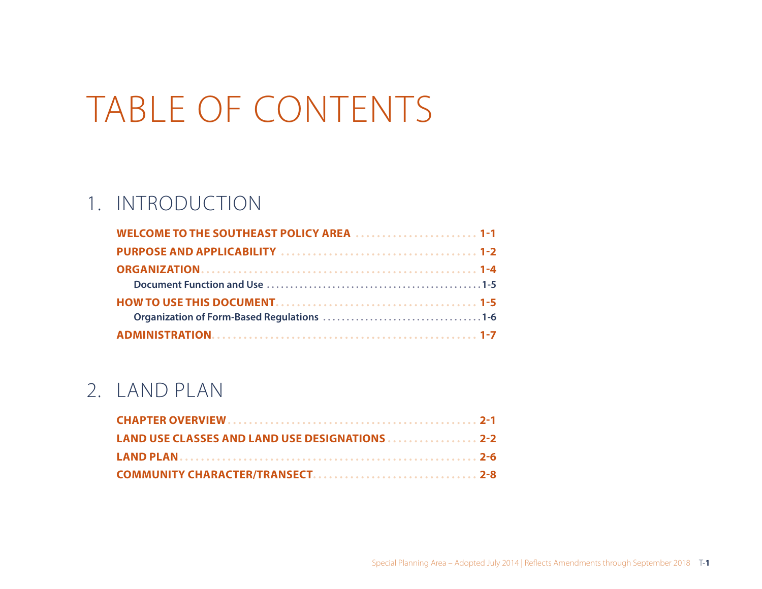# TABLE OF CONTENTS

## 1. INTRODUCTION

**WELCOME TO THE SOUTHEAST POLICY AREA** ........................ **1-1**

**PURPOSE AND APPLICABILITY** ...................................... **1-2**

**ORGANIZATION** ..................................................... **1-4**

- **Document Function and Use** ............................................. **1-5**

**HOW TO USE THIS DOCUMENT** ...................................... **1-5**

- **Organization of Form-Based Regulations** ................................. **1-6**

**ADMINISTRATION** .................................................. **1-7**

## 2. LAND PLAN

**CHAPTER OVERVIEW** ................................................. **2-1**

**LAND USE CLASSES AND LAND USE DESIGNATIONS** ................. **2-2**

**LAND PLAN** .......................................................... **2-6**

**COMMUNITY CHARACTER/TRANSECT** ................................ **2-8**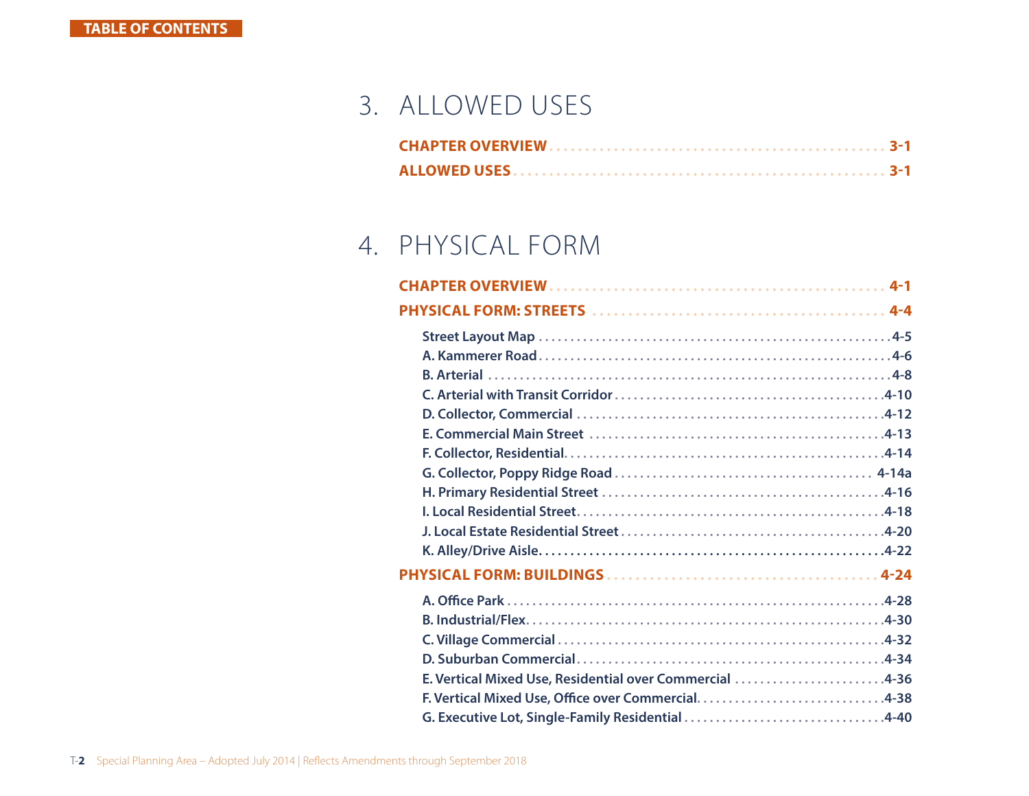TABLE OF CONTENTS

# 3. ALLOWED USES

**CHAPTER OVERVIEW** . . . . . . . . . . . . . . . . . . . . . . . . . . . . . . . . . . . . . . . . . . . **3-1**

**ALLOWED USES** . . . . . . . . . . . . . . . . . . . . . . . . . . . . . . . . . . . . . . . . . . . . . . . **3-1**

# 4. PHYSICAL FORM

**CHAPTER OVERVIEW** . . . . . . . . . . . . . . . . . . . . . . . . . . . . . . . . . . . . . . . . . . . **4-1**

**PHYSICAL FORM: STREETS** . . . . . . . . . . . . . . . . . . . . . . . . . . . . . . . . . . . . **4-4**

- **Street Layout Map** . . . . . . . . . . . . . . . . . . . . . . . . . . . . . . . . . . . . . . . . . . . . . **4-5**
- **A. Kammerer Road** . . . . . . . . . . . . . . . . . . . . . . . . . . . . . . . . . . . . . . . . . . . . **4-6**
- **B. Arterial** . . . . . . . . . . . . . . . . . . . . . . . . . . . . . . . . . . . . . . . . . . . . . . . . . . . **4-8**
- **C. Arterial with Transit Corridor** . . . . . . . . . . . . . . . . . . . . . . . . . . . . . . . . . **4-10**
- **D. Collector, Commercial** . . . . . . . . . . . . . . . . . . . . . . . . . . . . . . . . . . . . . . . **4-12**
- **E. Commercial Main Street** . . . . . . . . . . . . . . . . . . . . . . . . . . . . . . . . . . . . . **4-13**
- **F. Collector, Residential** . . . . . . . . . . . . . . . . . . . . . . . . . . . . . . . . . . . . . . . **4-14**
- **G. Collector, Poppy Ridge Road** . . . . . . . . . . . . . . . . . . . . . . . . . . . . . . . . **4-14a**
- **H. Primary Residential Street** . . . . . . . . . . . . . . . . . . . . . . . . . . . . . . . . . . **4-16**
- **I. Local Residential Street** . . . . . . . . . . . . . . . . . . . . . . . . . . . . . . . . . . . . . **4-18**
- **J. Local Estate Residential Street** . . . . . . . . . . . . . . . . . . . . . . . . . . . . . . . **4-20**
- **K. Alley/Drive Aisle** . . . . . . . . . . . . . . . . . . . . . . . . . . . . . . . . . . . . . . . . . . **4-22**

**PHYSICAL FORM: BUILDINGS** . . . . . . . . . . . . . . . . . . . . . . . . . . . . . . . . . **4-24**

- **A. Office Park** . . . . . . . . . . . . . . . . . . . . . . . . . . . . . . . . . . . . . . . . . . . . . . . . **4-28**
- **B. Industrial/Flex** . . . . . . . . . . . . . . . . . . . . . . . . . . . . . . . . . . . . . . . . . . . . . **4-30**
- **C. Village Commercial** . . . . . . . . . . . . . . . . . . . . . . . . . . . . . . . . . . . . . . . . . **4-32**
- **D. Suburban Commercial** . . . . . . . . . . . . . . . . . . . . . . . . . . . . . . . . . . . . . . . **4-34**
- **E. Vertical Mixed Use, Residential over Commercial** . . . . . . . . . . . . . . . . . . **4-36**
- **F. Vertical Mixed Use, Office over Commercial** . . . . . . . . . . . . . . . . . . . . . . **4-38**
- **G. Executive Lot, Single-Family Residential** . . . . . . . . . . . . . . . . . . . . . . . . **4-40**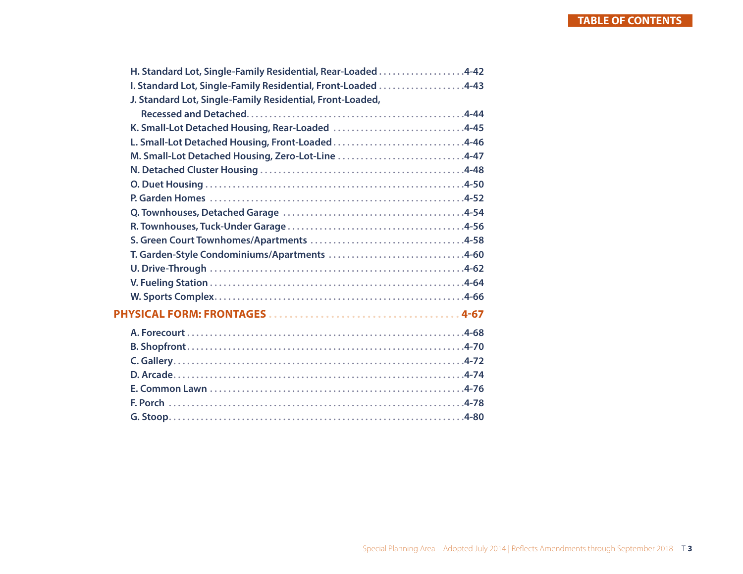H. Standard Lot, Single-Family Residential, Rear-Loaded . . . . . . . . . . . . . . . . . . . 4-42
I. Standard Lot, Single-Family Residential, Front-Loaded . . . . . . . . . . . . . . . . . . . 4-43
J. Standard Lot, Single-Family Residential, Front-Loaded,
   Recessed and Detached. . . . . . . . . . . . . . . . . . . . . . . . . . . . . . . . . . . . . . . . . . . . . 4-44
K. Small-Lot Detached Housing, Rear-Loaded . . . . . . . . . . . . . . . . . . . . . . . . . . . . 4-45
L. Small-Lot Detached Housing, Front-Loaded . . . . . . . . . . . . . . . . . . . . . . . . . . . . 4-46
M. Small-Lot Detached Housing, Zero-Lot-Line . . . . . . . . . . . . . . . . . . . . . . . . . . . 4-47
N. Detached Cluster Housing . . . . . . . . . . . . . . . . . . . . . . . . . . . . . . . . . . . . . . . . . . 4-48
O. Duet Housing . . . . . . . . . . . . . . . . . . . . . . . . . . . . . . . . . . . . . . . . . . . . . . . . . . . . 4-50
P. Garden Homes . . . . . . . . . . . . . . . . . . . . . . . . . . . . . . . . . . . . . . . . . . . . . . . . . . . 4-52
Q. Townhouses, Detached Garage . . . . . . . . . . . . . . . . . . . . . . . . . . . . . . . . . . . . . . 4-54
R. Townhouses, Tuck-Under Garage . . . . . . . . . . . . . . . . . . . . . . . . . . . . . . . . . . . . 4-56
S. Green Court Townhomes/Apartments . . . . . . . . . . . . . . . . . . . . . . . . . . . . . . . . 4-58
T. Garden-Style Condominiums/Apartments . . . . . . . . . . . . . . . . . . . . . . . . . . . . . 4-60
U. Drive-Through . . . . . . . . . . . . . . . . . . . . . . . . . . . . . . . . . . . . . . . . . . . . . . . . . . . 4-62
V. Fueling Station . . . . . . . . . . . . . . . . . . . . . . . . . . . . . . . . . . . . . . . . . . . . . . . . . . . 4-64
W. Sports Complex. . . . . . . . . . . . . . . . . . . . . . . . . . . . . . . . . . . . . . . . . . . . . . . . . . . 4-66

**PHYSICAL FORM: FRONTAGES . . . . . . . . . . . . . . . . . . . . . . . . . . . . . . . . . . . . . 4-67**

A. Forecourt . . . . . . . . . . . . . . . . . . . . . . . . . . . . . . . . . . . . . . . . . . . . . . . . . . . . . . . 4-68
B. Shopfront. . . . . . . . . . . . . . . . . . . . . . . . . . . . . . . . . . . . . . . . . . . . . . . . . . . . . . . . 4-70
C. Gallery. . . . . . . . . . . . . . . . . . . . . . . . . . . . . . . . . . . . . . . . . . . . . . . . . . . . . . . . . . 4-72
D. Arcade. . . . . . . . . . . . . . . . . . . . . . . . . . . . . . . . . . . . . . . . . . . . . . . . . . . . . . . . . . 4-74
E. Common Lawn . . . . . . . . . . . . . . . . . . . . . . . . . . . . . . . . . . . . . . . . . . . . . . . . . . . 4-76
F. Porch . . . . . . . . . . . . . . . . . . . . . . . . . . . . . . . . . . . . . . . . . . . . . . . . . . . . . . . . . . . 4-78
G. Stoop. . . . . . . . . . . . . . . . . . . . . . . . . . . . . . . . . . . . . . . . . . . . . . . . . . . . . . . . . . . 4-80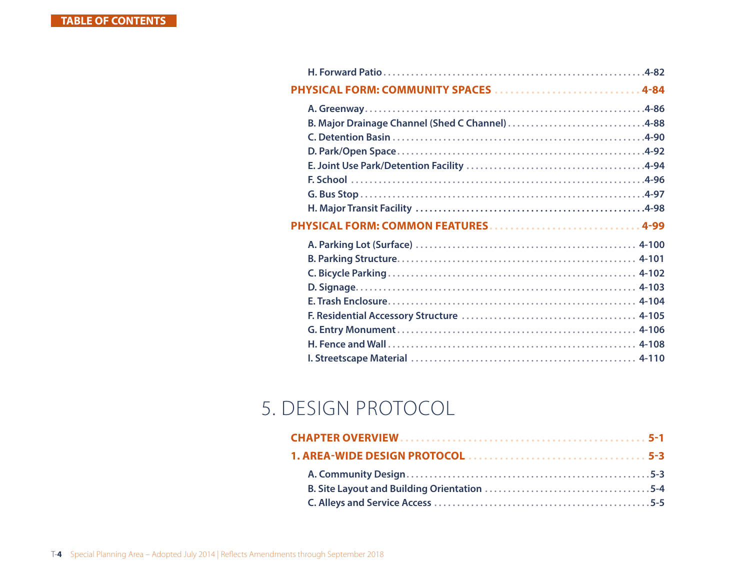H. Forward Patio ........ 4-82

**PHYSICAL FORM: COMMUNITY SPACES ........ 4-84**

A. Greenway ........ 4-86
B. Major Drainage Channel (Shed C Channel) ........ 4-88
C. Detention Basin ........ 4-90
D. Park/Open Space ........ 4-92
E. Joint Use Park/Detention Facility ........ 4-94
F. School ........ 4-96
G. Bus Stop ........ 4-97
H. Major Transit Facility ........ 4-98

**PHYSICAL FORM: COMMON FEATURES ........ 4-99**

A. Parking Lot (Surface) ........ 4-100
B. Parking Structure ........ 4-101
C. Bicycle Parking ........ 4-102
D. Signage ........ 4-103
E. Trash Enclosure ........ 4-104
F. Residential Accessory Structure ........ 4-105
G. Entry Monument ........ 4-106
H. Fence and Wall ........ 4-108
I. Streetscape Material ........ 4-110

# 5. DESIGN PROTOCOL

**CHAPTER OVERVIEW ........ 5-1**

**1. AREA-WIDE DESIGN PROTOCOL ........ 5-3**

A. Community Design ........ 5-3
B. Site Layout and Building Orientation ........ 5-4
C. Alleys and Service Access ........ 5-5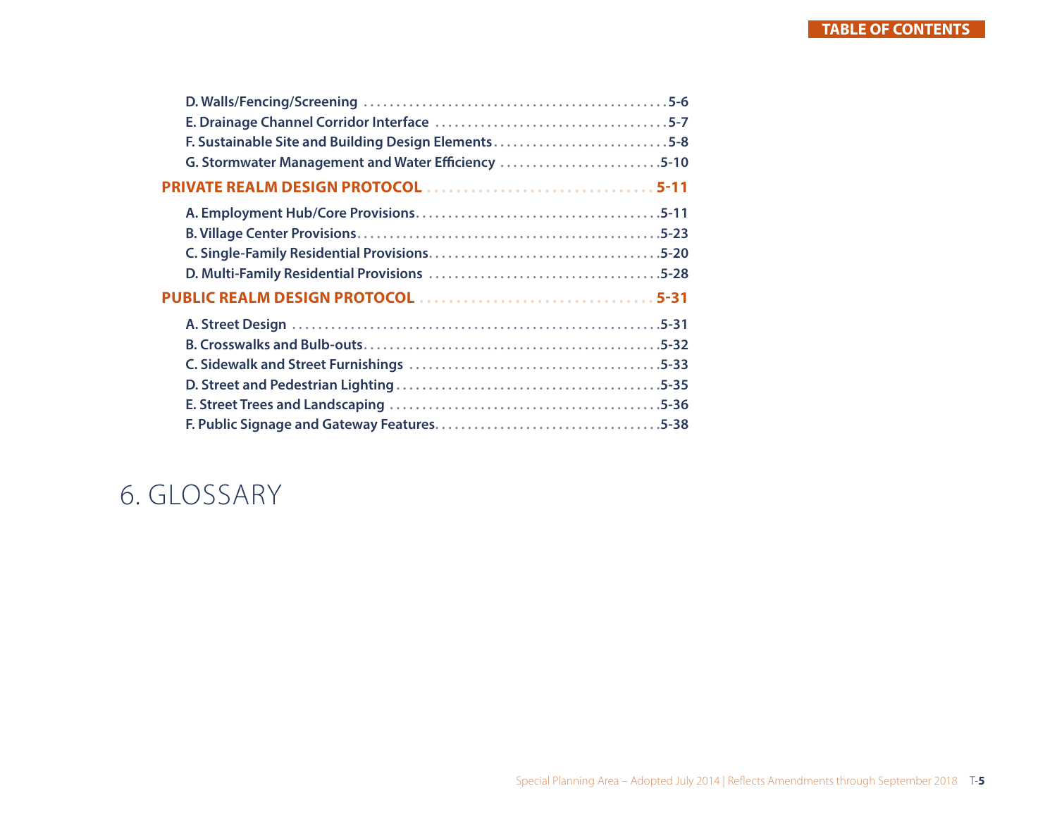D. Walls/Fencing/Screening ....... 5-6
E. Drainage Channel Corridor Interface ....... 5-7
F. Sustainable Site and Building Design Elements ....... 5-8
G. Stormwater Management and Water Efficiency ....... 5-10

**PRIVATE REALM DESIGN PROTOCOL ....... 5-11**

A. Employment Hub/Core Provisions ....... 5-11
B. Village Center Provisions ....... 5-23
C. Single-Family Residential Provisions ....... 5-20
D. Multi-Family Residential Provisions ....... 5-28

**PUBLIC REALM DESIGN PROTOCOL ....... 5-31**

A. Street Design ....... 5-31
B. Crosswalks and Bulb-outs ....... 5-32
C. Sidewalk and Street Furnishings ....... 5-33
D. Street and Pedestrian Lighting ....... 5-35
E. Street Trees and Landscaping ....... 5-36
F. Public Signage and Gateway Features ....... 5-38

# 6. GLOSSARY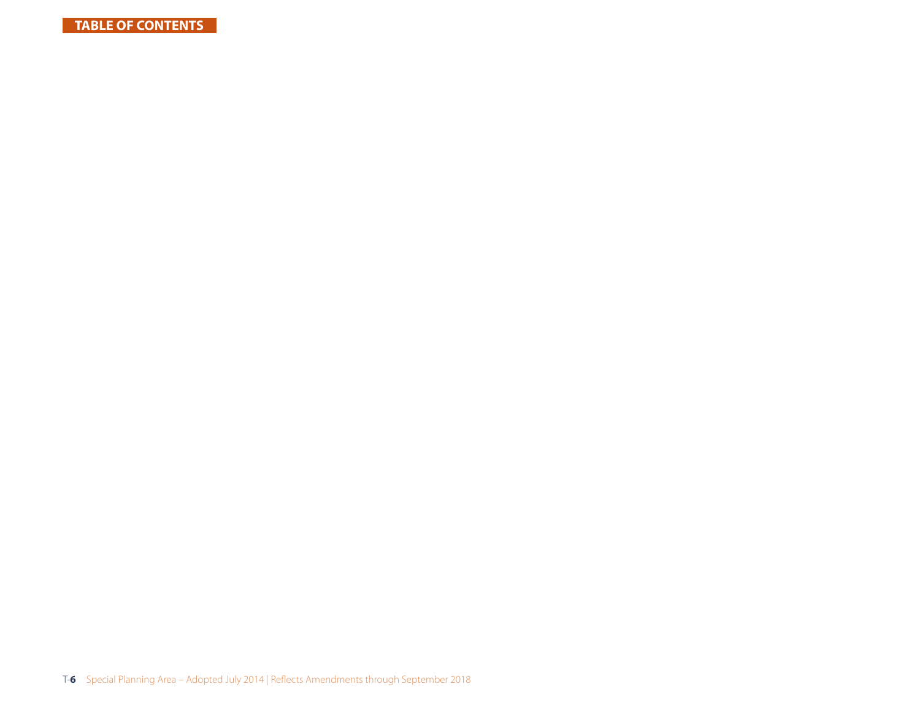# TABLE OF CONTENTS